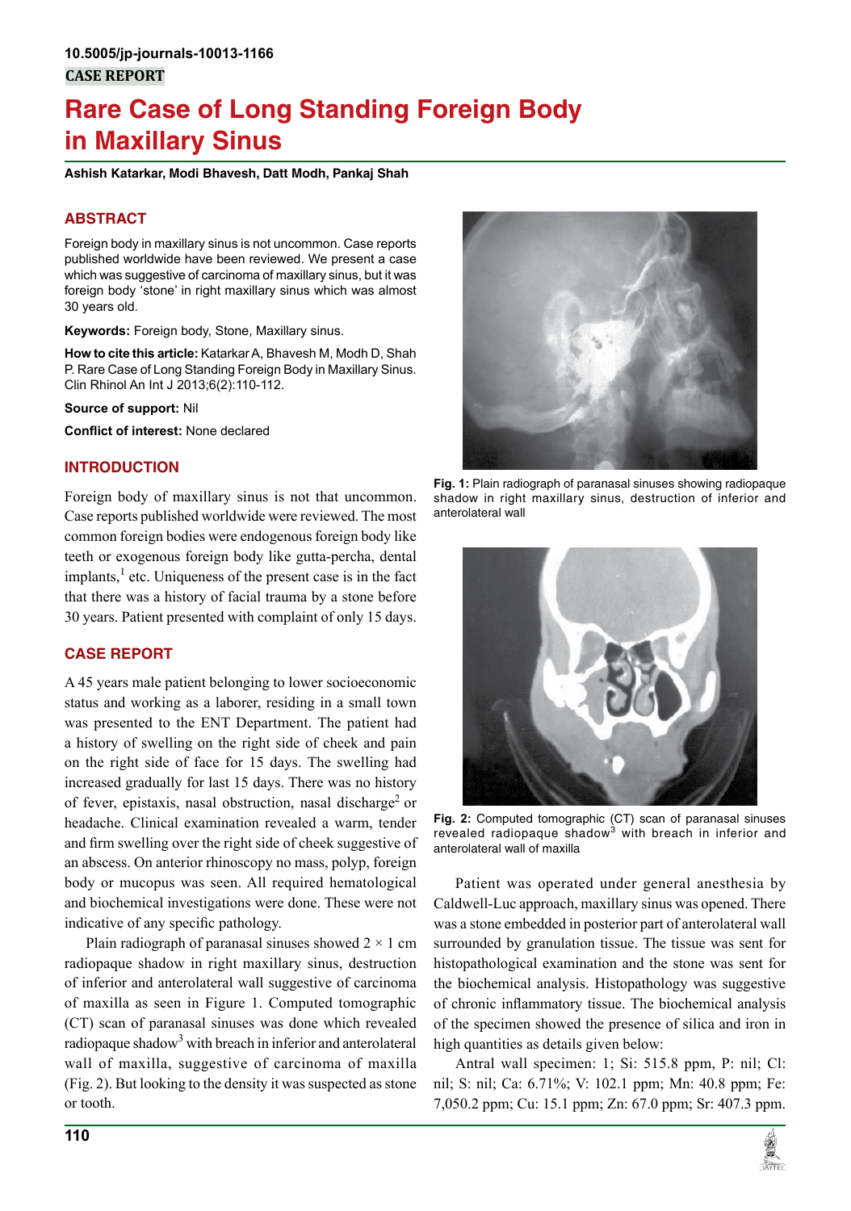10.5005/jp-journals-10013-1166

**CASE REPORT**

# Rare Case of Long Standing Foreign Body in Maxillary Sinus

**Ashish Katarkar, Modi Bhavesh, Datt Modh, Pankaj Shah**

## ABSTRACT

Foreign body in maxillary sinus is not uncommon. Case reports published worldwide have been reviewed. We present a case which was suggestive of carcinoma of maxillary sinus, but it was foreign body 'stone' in right maxillary sinus which was almost 30 years old.

**Keywords:** Foreign body, Stone, Maxillary sinus.

**How to cite this article:** Katarkar A, Bhavesh M, Modh D, Shah P. Rare Case of Long Standing Foreign Body in Maxillary Sinus. Clin Rhinol An Int J 2013;6(2):110-112.

**Source of support:** Nil

**Conflict of interest:** None declared

## INTRODUCTION

Foreign body of maxillary sinus is not that uncommon. Case reports published worldwide were reviewed. The most common foreign bodies were endogenous foreign body like teeth or exogenous foreign body like gutta-percha, dental implants,[1] etc. Uniqueness of the present case is in the fact that there was a history of facial trauma by a stone before 30 years. Patient presented with complaint of only 15 days.

## CASE REPORT

A 45 years male patient belonging to lower socioeconomic status and working as a laborer, residing in a small town was presented to the ENT Department. The patient had a history of swelling on the right side of cheek and pain on the right side of face for 15 days. The swelling had increased gradually for last 15 days. There was no history of fever, epistaxis, nasal obstruction, nasal discharge[2] or headache. Clinical examination revealed a warm, tender and firm swelling over the right side of cheek suggestive of an abscess. On anterior rhinoscopy no mass, polyp, foreign body or mucopus was seen. All required hematological and biochemical investigations were done. These were not indicative of any specific pathology.

Plain radiograph of paranasal sinuses showed 2 × 1 cm radiopaque shadow in right maxillary sinus, destruction of inferior and anterolateral wall suggestive of carcinoma of maxilla as seen in Figure 1. Computed tomographic (CT) scan of paranasal sinuses was done which revealed radiopaque shadow[3] with breach in inferior and anterolateral wall of maxilla, suggestive of carcinoma of maxilla (Fig. 2). But looking to the density it was suspected as stone or tooth.

**Fig. 1:** Plain radiograph of paranasal sinuses showing radiopaque shadow in right maxillary sinus, destruction of inferior and anterolateral wall

**Fig. 2:** Computed tomographic (CT) scan of paranasal sinuses revealed radiopaque shadow[3] with breach in inferior and anterolateral wall of maxilla

Patient was operated under general anesthesia by Caldwell-Luc approach, maxillary sinus was opened. There was a stone embedded in posterior part of anterolateral wall surrounded by granulation tissue. The tissue was sent for histopathological examination and the stone was sent for the biochemical analysis. Histopathology was suggestive of chronic inflammatory tissue. The biochemical analysis of the specimen showed the presence of silica and iron in high quantities as details given below:

Antral wall specimen: 1; Si: 515.8 ppm, P: nil; Cl: nil; S: nil; Ca: 6.71%; V: 102.1 ppm; Mn: 40.8 ppm; Fe: 7,050.2 ppm; Cu: 15.1 ppm; Zn: 67.0 ppm; Sr: 407.3 ppm.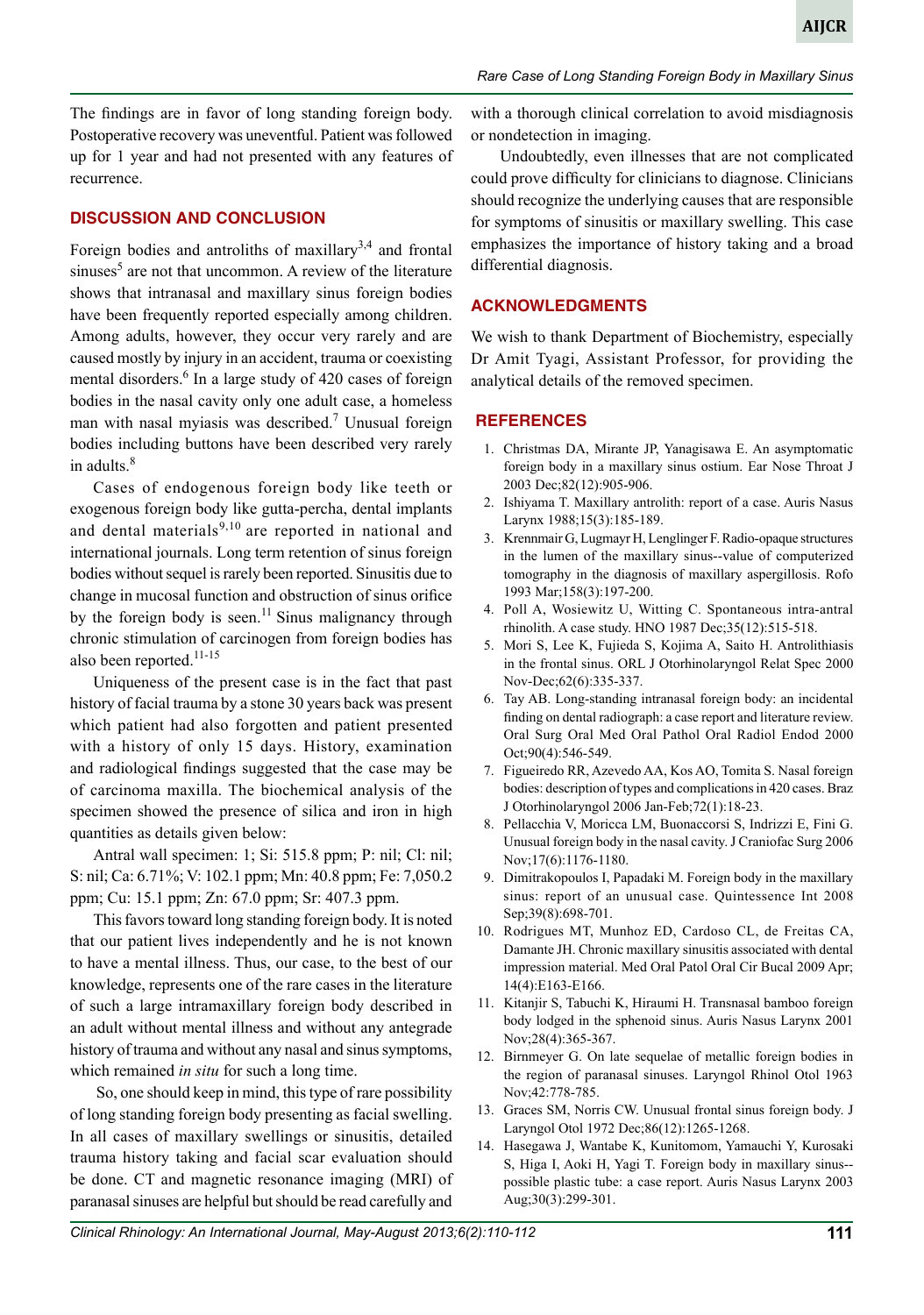The findings are in favor of long standing foreign body. Postoperative recovery was uneventful. Patient was followed up for 1 year and had not presented with any features of recurrence.

## DISCUSSION AND CONCLUSION

Foreign bodies and antroliths of maxillary[3,4] and frontal sinuses[5] are not that uncommon. A review of the literature shows that intranasal and maxillary sinus foreign bodies have been frequently reported especially among children. Among adults, however, they occur very rarely and are caused mostly by injury in an accident, trauma or coexisting mental disorders.[6] In a large study of 420 cases of foreign bodies in the nasal cavity only one adult case, a homeless man with nasal myiasis was described.[7] Unusual foreign bodies including buttons have been described very rarely in adults.[8]

Cases of endogenous foreign body like teeth or exogenous foreign body like gutta-percha, dental implants and dental materials[9,10] are reported in national and international journals. Long term retention of sinus foreign bodies without sequel is rarely been reported. Sinusitis due to change in mucosal function and obstruction of sinus orifice by the foreign body is seen.[11] Sinus malignancy through chronic stimulation of carcinogen from foreign bodies has also been reported.[11-15]

Uniqueness of the present case is in the fact that past history of facial trauma by a stone 30 years back was present which patient had also forgotten and patient presented with a history of only 15 days. History, examination and radiological findings suggested that the case may be of carcinoma maxilla. The biochemical analysis of the specimen showed the presence of silica and iron in high quantities as details given below:

Antral wall specimen: 1; Si: 515.8 ppm; P: nil; Cl: nil; S: nil; Ca: 6.71%; V: 102.1 ppm; Mn: 40.8 ppm; Fe: 7,050.2 ppm; Cu: 15.1 ppm; Zn: 67.0 ppm; Sr: 407.3 ppm.

This favors toward long standing foreign body. It is noted that our patient lives independently and he is not known to have a mental illness. Thus, our case, to the best of our knowledge, represents one of the rare cases in the literature of such a large intramaxillary foreign body described in an adult without mental illness and without any antegrade history of trauma and without any nasal and sinus symptoms, which remained *in situ* for such a long time.

So, one should keep in mind, this type of rare possibility of long standing foreign body presenting as facial swelling. In all cases of maxillary swellings or sinusitis, detailed trauma history taking and facial scar evaluation should be done. CT and magnetic resonance imaging (MRI) of paranasal sinuses are helpful but should be read carefully and with a thorough clinical correlation to avoid misdiagnosis or nondetection in imaging.

Undoubtedly, even illnesses that are not complicated could prove difficulty for clinicians to diagnose. Clinicians should recognize the underlying causes that are responsible for symptoms of sinusitis or maxillary swelling. This case emphasizes the importance of history taking and a broad differential diagnosis.

## ACKNOWLEDGMENTS

We wish to thank Department of Biochemistry, especially Dr Amit Tyagi, Assistant Professor, for providing the analytical details of the removed specimen.

## REFERENCES

1. Christmas DA, Mirante JP, Yanagisawa E. An asymptomatic foreign body in a maxillary sinus ostium. Ear Nose Throat J 2003 Dec;82(12):905-906.
2. Ishiyama T. Maxillary antrolith: report of a case. Auris Nasus Larynx 1988;15(3):185-189.
3. Krennmair G, Lugmayr H, Lenglinger F. Radio-opaque structures in the lumen of the maxillary sinus--value of computerized tomography in the diagnosis of maxillary aspergillosis. Rofo 1993 Mar;158(3):197-200.
4. Poll A, Wosiewitz U, Witting C. Spontaneous intra-antral rhinolith. A case study. HNO 1987 Dec;35(12):515-518.
5. Mori S, Lee K, Fujieda S, Kojima A, Saito H. Antrolithiasis in the frontal sinus. ORL J Otorhinolaryngol Relat Spec 2000 Nov-Dec;62(6):335-337.
6. Tay AB. Long-standing intranasal foreign body: an incidental finding on dental radiograph: a case report and literature review. Oral Surg Oral Med Oral Pathol Oral Radiol Endod 2000 Oct;90(4):546-549.
7. Figueiredo RR, Azevedo AA, Kos AO, Tomita S. Nasal foreign bodies: description of types and complications in 420 cases. Braz J Otorhinolaryngol 2006 Jan-Feb;72(1):18-23.
8. Pellacchia V, Moricca LM, Buonaccorsi S, Indrizzi E, Fini G. Unusual foreign body in the nasal cavity. J Craniofac Surg 2006 Nov;17(6):1176-1180.
9. Dimitrakopoulos I, Papadaki M. Foreign body in the maxillary sinus: report of an unusual case. Quintessence Int 2008 Sep;39(8):698-701.
10. Rodrigues MT, Munhoz ED, Cardoso CL, de Freitas CA, Damante JH. Chronic maxillary sinusitis associated with dental impression material. Med Oral Patol Oral Cir Bucal 2009 Apr;14(4):E163-E166.
11. Kitanjir S, Tabuchi K, Hiraumi H. Transnasal bamboo foreign body lodged in the sphenoid sinus. Auris Nasus Larynx 2001 Nov;28(4):365-367.
12. Birnmeyer G. On late sequelae of metallic foreign bodies in the region of paranasal sinuses. Laryngol Rhinol Otol 1963 Nov;42:778-785.
13. Graces SM, Norris CW. Unusual frontal sinus foreign body. J Laryngol Otol 1972 Dec;86(12):1265-1268.
14. Hasegawa J, Wantabe K, Kunitomom, Yamauchi Y, Kurosaki S, Higa I, Aoki H, Yagi T. Foreign body in maxillary sinus--possible plastic tube: a case report. Auris Nasus Larynx 2003 Aug;30(3):299-301.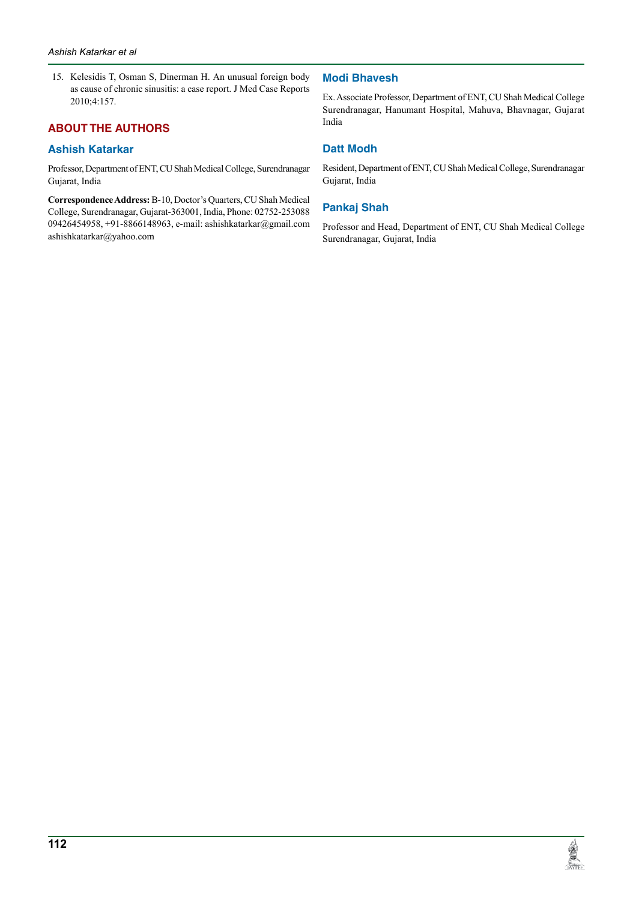15. Kelesidis T, Osman S, Dinerman H. An unusual foreign body as cause of chronic sinusitis: a case report. J Med Case Reports 2010;4:157.

## ABOUT THE AUTHORS

### Ashish Katarkar

Professor, Department of ENT, CU Shah Medical College, Surendranagar Gujarat, India

**Correspondence Address:** B-10, Doctor's Quarters, CU Shah Medical College, Surendranagar, Gujarat-363001, India, Phone: 02752-253088 09426454958, +91-8866148963, e-mail: ashishkatarkar@gmail.com ashishkatarkar@yahoo.com

### Modi Bhavesh

Ex. Associate Professor, Department of ENT, CU Shah Medical College Surendranagar, Hanumant Hospital, Mahuva, Bhavnagar, Gujarat India

### Datt Modh

Resident, Department of ENT, CU Shah Medical College, Surendranagar Gujarat, India

### Pankaj Shah

Professor and Head, Department of ENT, CU Shah Medical College Surendranagar, Gujarat, India